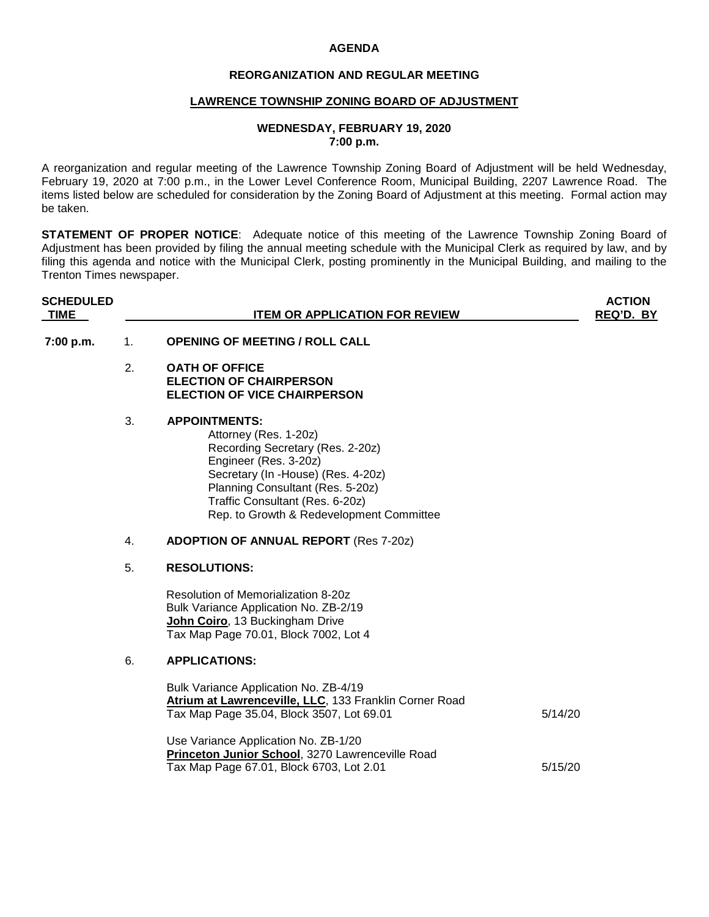# AGENDA

## REORGANIZATION AND REGULAR MEETING

## LAWRENCE TOWNSHIP ZONING BOARD OF ADJUSTMENT

### WEDNESDAY, FEBRUARY 19, 2020
### 7:00 p.m.

A reorganization and regular meeting of the Lawrence Township Zoning Board of Adjustment will be held Wednesday, February 19, 2020 at 7:00 p.m., in the Lower Level Conference Room, Municipal Building, 2207 Lawrence Road. The items listed below are scheduled for consideration by the Zoning Board of Adjustment at this meeting. Formal action may be taken.

**STATEMENT OF PROPER NOTICE**: Adequate notice of this meeting of the Lawrence Township Zoning Board of Adjustment has been provided by filing the annual meeting schedule with the Municipal Clerk as required by law, and by filing this agenda and notice with the Municipal Clerk, posting prominently in the Municipal Building, and mailing to the Trenton Times newspaper.

| SCHEDULED TIME | | ITEM OR APPLICATION FOR REVIEW | ACTION REQ'D. BY |
|---|---|---|---|
| 7:00 p.m. | 1. | **OPENING OF MEETING / ROLL CALL** | |
| | 2. | **OATH OF OFFICE**<br>**ELECTION OF CHAIRPERSON**<br>**ELECTION OF VICE CHAIRPERSON** | |
| | 3. | **APPOINTMENTS:**<br>Attorney (Res. 1-20z)<br>Recording Secretary (Res. 2-20z)<br>Engineer (Res. 3-20z)<br>Secretary (In -House) (Res. 4-20z)<br>Planning Consultant (Res. 5-20z)<br>Traffic Consultant (Res. 6-20z)<br>Rep. to Growth & Redevelopment Committee | |
| | 4. | **ADOPTION OF ANNUAL REPORT** (Res 7-20z) | |
| | 5. | **RESOLUTIONS:**<br><br>Resolution of Memorialization 8-20z<br>Bulk Variance Application No. ZB-2/19<br>**John Coiro**, 13 Buckingham Drive<br>Tax Map Page 70.01, Block 7002, Lot 4 | |
| | 6. | **APPLICATIONS:** | |
| | | Bulk Variance Application No. ZB-4/19<br>**Atrium at Lawrenceville, LLC**, 133 Franklin Corner Road<br>Tax Map Page 35.04, Block 3507, Lot 69.01 | 5/14/20 |
| | | Use Variance Application No. ZB-1/20<br>**Princeton Junior School**, 3270 Lawrenceville Road<br>Tax Map Page 67.01, Block 6703, Lot 2.01 | 5/15/20 |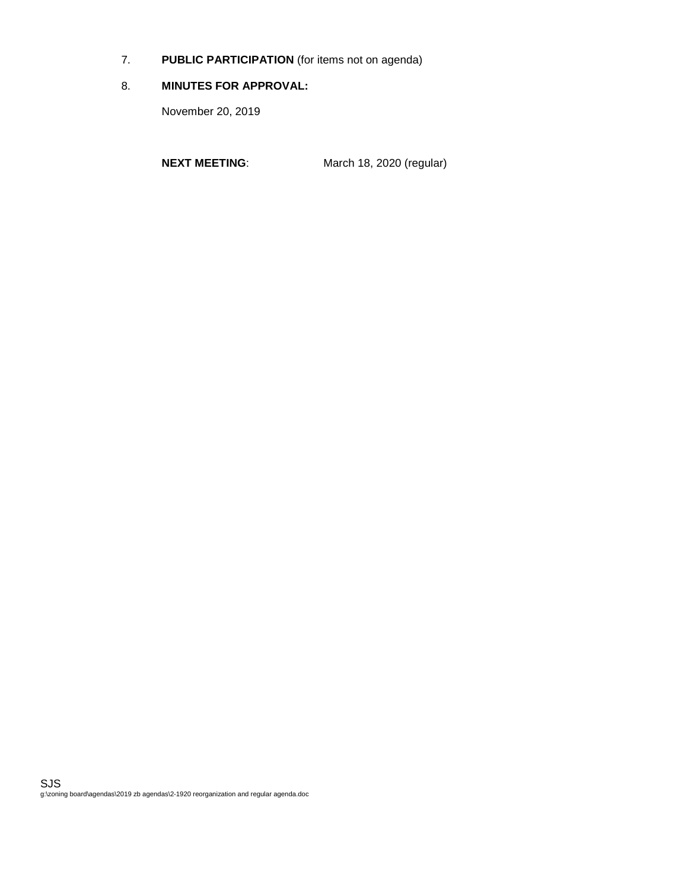7. **PUBLIC PARTICIPATION** (for items not on agenda)

8. **MINUTES FOR APPROVAL:**

   November 20, 2019

**NEXT MEETING**: March 18, 2020 (regular)

SJS
g:\zoning board\agendas\2019 zb agendas\2-1920 reorganization and regular agenda.doc